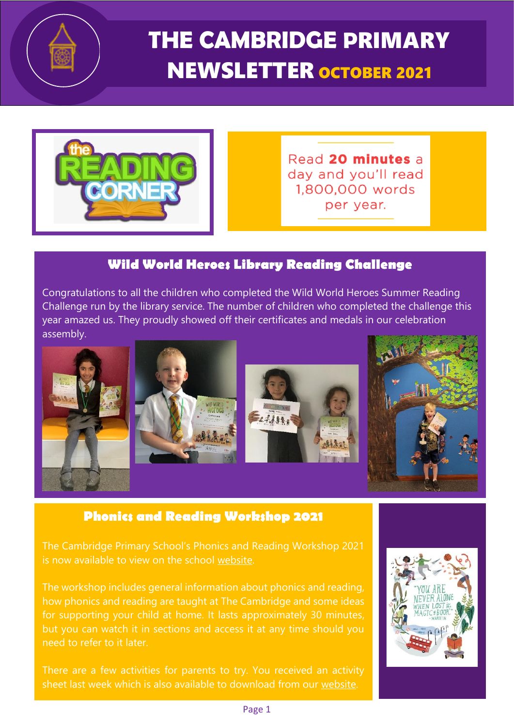# THE CAMBRIDGE PRIMARY NEWSLETTER OCTOBER 2021

Read **20 minutes** a day and you'll read 1,800,000 words per year.

## Wild World Heroes Library Reading Challenge

Congratulations to all the children who completed the Wild World Heroes Summer Reading Challenge run by the library service. The number of children who completed the challenge this year amazed us. They proudly showed off their certificates and medals in our celebration assembly.

## Phonics and Reading Workshop 2021

The Cambridge Primary School's Phonics and Reading Workshop 2021 is now available to view on the school website.

The workshop includes general information about phonics and reading, how phonics and reading are taught at The Cambridge and some ideas for supporting your child at home. It lasts approximately 30 minutes, but you can watch it in sections and access it at any time should you need to refer to it later.

There are a few activities for parents to try. You received an activity sheet last week which is also available to download from our website.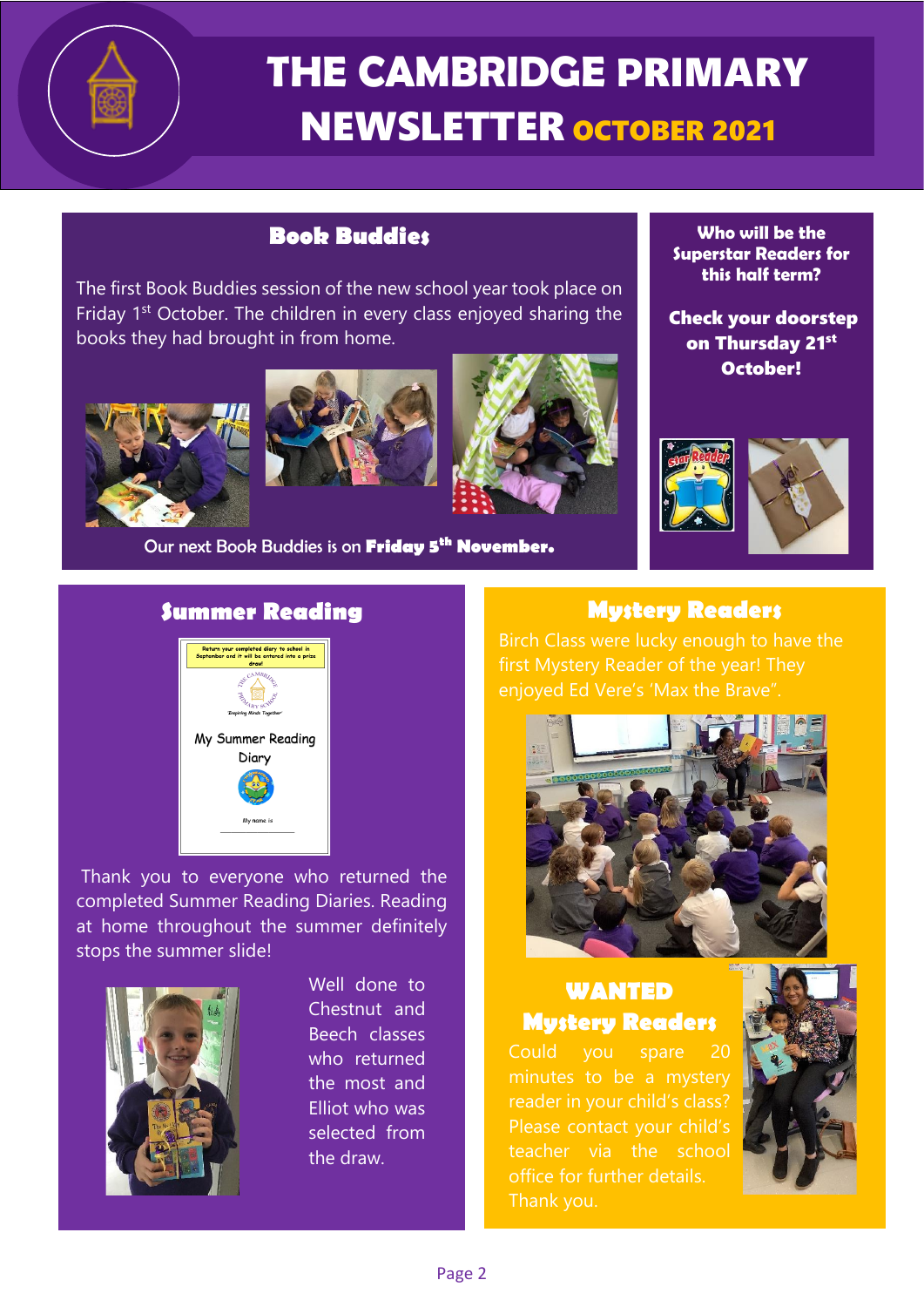# THE CAMBRIDGE PRIMARY NEWSLETTER OCTOBER 2021

## Book Buddies

The first Book Buddies session of the new school year took place on Friday 1st October. The children in every class enjoyed sharing the books they had brought in from home.

Our next Book Buddies is on **Friday 5th November.**

**Who will be the Superstar Readers for this half term?**

**Check your doorstep on Thursday 21st October!**

## Summer Reading

Thank you to everyone who returned the completed Summer Reading Diaries. Reading at home throughout the summer definitely stops the summer slide!

Well done to Chestnut and Beech classes who returned the most and Elliot who was selected from the draw.

## Mystery Readers

Birch Class were lucky enough to have the first Mystery Reader of the year! They enjoyed Ed Vere's 'Max the Brave".

## WANTED Mystery Readers

Could you spare 20 minutes to be a mystery reader in your child's class? Please contact your child's teacher via the school office for further details. Thank you.